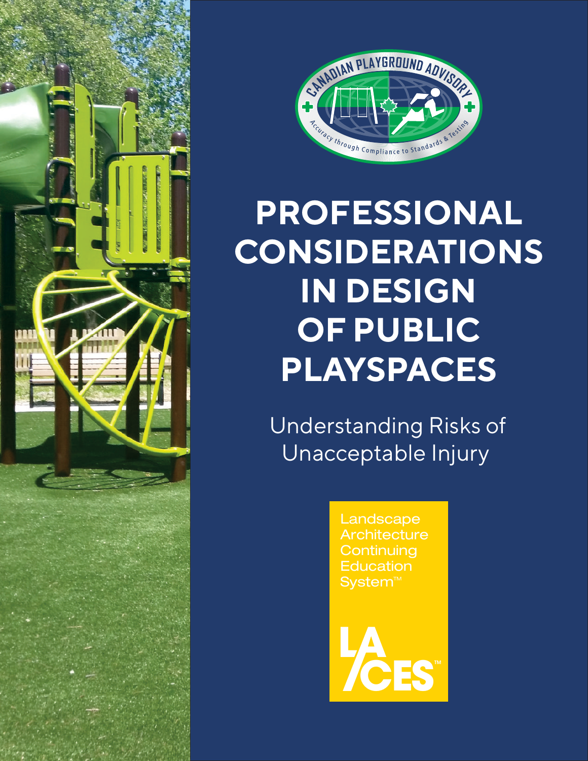CANADIAN PLAYGROUND ADVISORY

Accuracy through Compliance to Standards & Testing

# PROFESSIONAL CONSIDERATIONS IN DESIGN OF PUBLIC PLAYSPACES

Understanding Risks of Unacceptable Injury

Landscape Architecture Continuing Education System™

LA CES™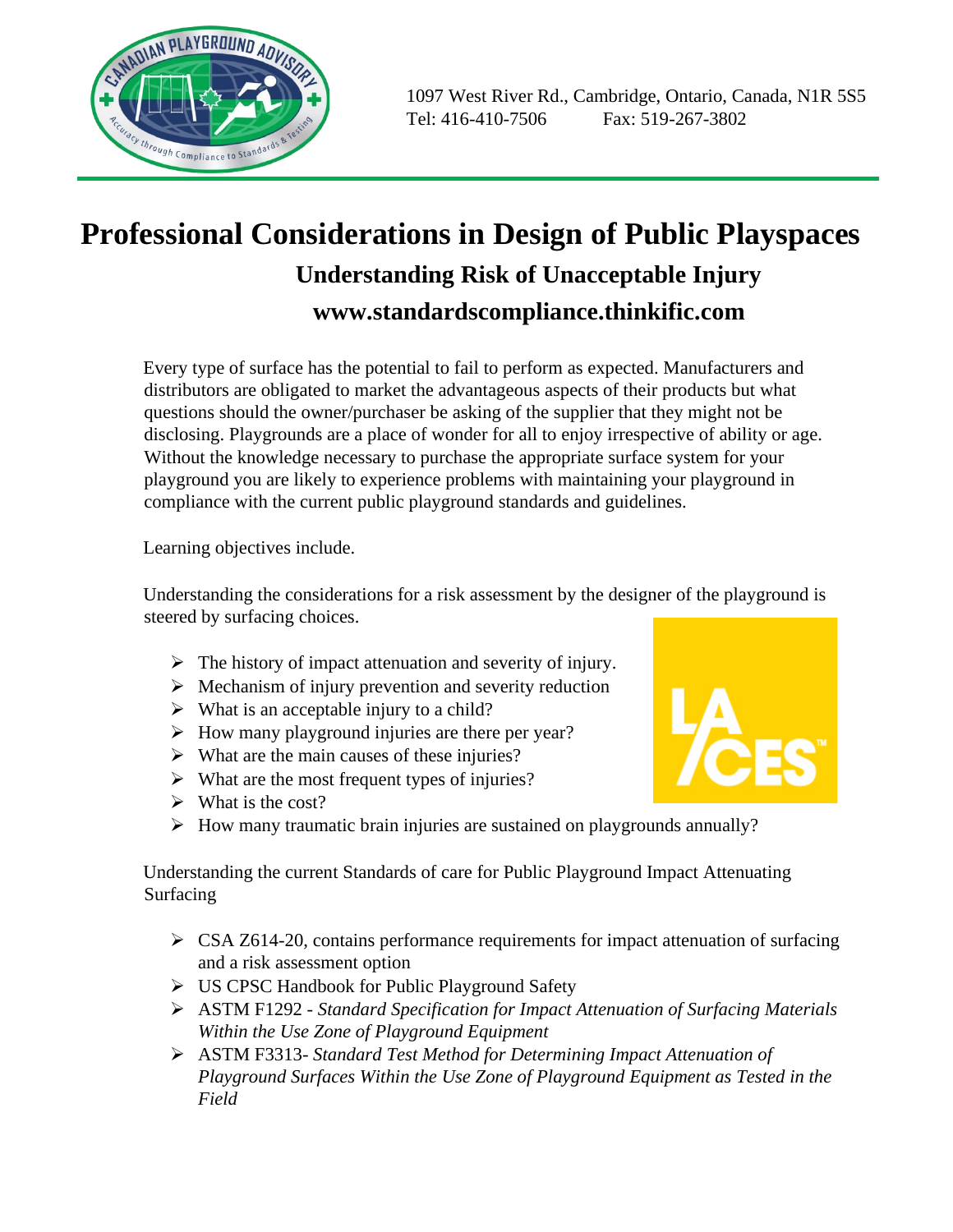1097 West River Rd., Cambridge, Ontario, Canada, N1R 5S5
Tel: 416-410-7506 Fax: 519-267-3802

# Professional Considerations in Design of Public Playspaces

## Understanding Risk of Unacceptable Injury

## www.standardscompliance.thinkific.com

Every type of surface has the potential to fail to perform as expected. Manufacturers and distributors are obligated to market the advantageous aspects of their products but what questions should the owner/purchaser be asking of the supplier that they might not be disclosing. Playgrounds are a place of wonder for all to enjoy irrespective of ability or age. Without the knowledge necessary to purchase the appropriate surface system for your playground you are likely to experience problems with maintaining your playground in compliance with the current public playground standards and guidelines.

Learning objectives include.

Understanding the considerations for a risk assessment by the designer of the playground is steered by surfacing choices.

- The history of impact attenuation and severity of injury.
- Mechanism of injury prevention and severity reduction
- What is an acceptable injury to a child?
- How many playground injuries are there per year?
- What are the main causes of these injuries?
- What are the most frequent types of injuries?
- What is the cost?
- How many traumatic brain injuries are sustained on playgrounds annually?

Understanding the current Standards of care for Public Playground Impact Attenuating Surfacing

- CSA Z614-20, contains performance requirements for impact attenuation of surfacing and a risk assessment option
- US CPSC Handbook for Public Playground Safety
- ASTM F1292 - *Standard Specification for Impact Attenuation of Surfacing Materials Within the Use Zone of Playground Equipment*
- ASTM F3313- *Standard Test Method for Determining Impact Attenuation of Playground Surfaces Within the Use Zone of Playground Equipment as Tested in the Field*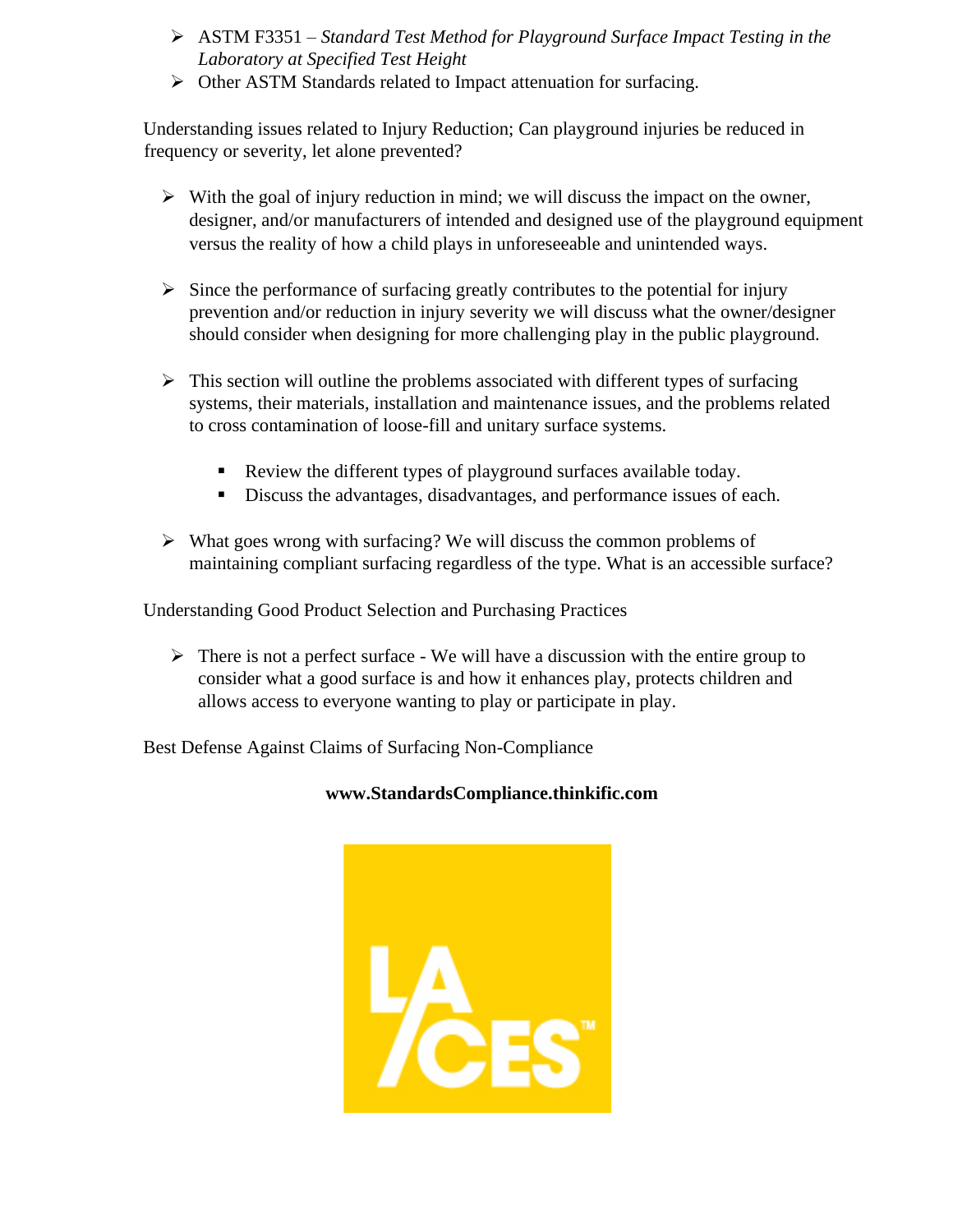- ASTM F3351 – *Standard Test Method for Playground Surface Impact Testing in the Laboratory at Specified Test Height*
- Other ASTM Standards related to Impact attenuation for surfacing.

Understanding issues related to Injury Reduction; Can playground injuries be reduced in frequency or severity, let alone prevented?

- With the goal of injury reduction in mind; we will discuss the impact on the owner, designer, and/or manufacturers of intended and designed use of the playground equipment versus the reality of how a child plays in unforeseeable and unintended ways.

- Since the performance of surfacing greatly contributes to the potential for injury prevention and/or reduction in injury severity we will discuss what the owner/designer should consider when designing for more challenging play in the public playground.

- This section will outline the problems associated with different types of surfacing systems, their materials, installation and maintenance issues, and the problems related to cross contamination of loose-fill and unitary surface systems.

  - Review the different types of playground surfaces available today.
  - Discuss the advantages, disadvantages, and performance issues of each.

- What goes wrong with surfacing? We will discuss the common problems of maintaining compliant surfacing regardless of the type. What is an accessible surface?

Understanding Good Product Selection and Purchasing Practices

- There is not a perfect surface - We will have a discussion with the entire group to consider what a good surface is and how it enhances play, protects children and allows access to everyone wanting to play or participate in play.

Best Defense Against Claims of Surfacing Non-Compliance

**www.StandardsCompliance.thinkific.com**

LA/CES™